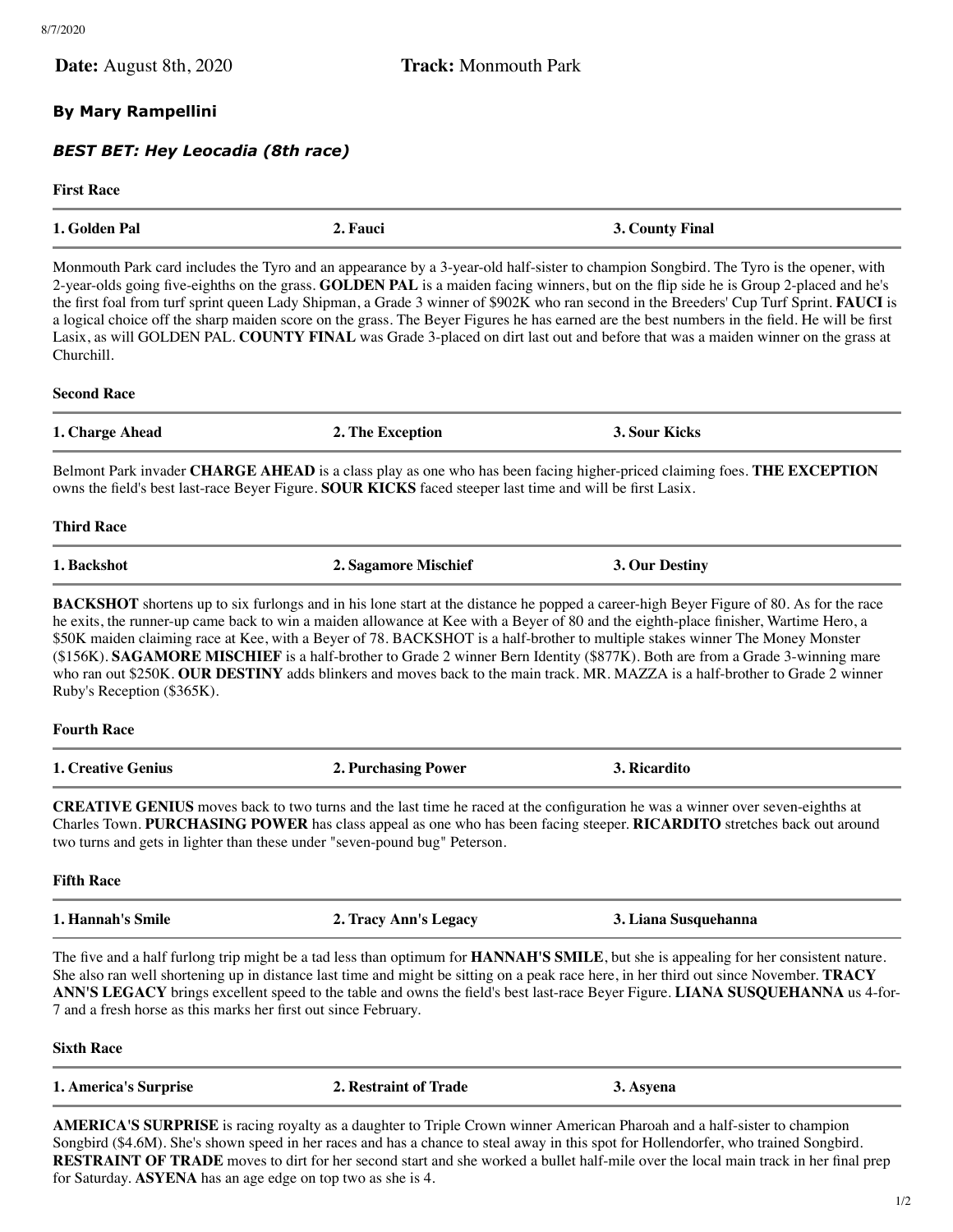**Date:** August 8th, 2020 **Track:** Monmouth Park

**By Mary Rampellini**

***BEST BET: Hey Leocadia (8th race)***

### First Race

| 1. Golden Pal | 2. Fauci | 3. County Final |
|---|---|---|

Monmouth Park card includes the Tyro and an appearance by a 3-year-old half-sister to champion Songbird. The Tyro is the opener, with 2-year-olds going five-eighths on the grass. **GOLDEN PAL** is a maiden facing winners, but on the flip side he is Group 2-placed and he's the first foal from turf sprint queen Lady Shipman, a Grade 3 winner of $902K who ran second in the Breeders' Cup Turf Sprint. **FAUCI** is a logical choice off the sharp maiden score on the grass. The Beyer Figures he has earned are the best numbers in the field. He will be first Lasix, as will GOLDEN PAL. **COUNTY FINAL** was Grade 3-placed on dirt last out and before that was a maiden winner on the grass at Churchill.

### Second Race

| 1. Charge Ahead | 2. The Exception | 3. Sour Kicks |
|---|---|---|

Belmont Park invader **CHARGE AHEAD** is a class play as one who has been facing higher-priced claiming foes. **THE EXCEPTION** owns the field's best last-race Beyer Figure. **SOUR KICKS** faced steeper last time and will be first Lasix.

### Third Race

| 1. Backshot | 2. Sagamore Mischief | 3. Our Destiny |
|---|---|---|

**BACKSHOT** shortens up to six furlongs and in his lone start at the distance he popped a career-high Beyer Figure of 80. As for the race he exits, the runner-up came back to win a maiden allowance at Kee with a Beyer of 80 and the eighth-place finisher, Wartime Hero, a $50K maiden claiming race at Kee, with a Beyer of 78. BACKSHOT is a half-brother to multiple stakes winner The Money Monster ($156K). **SAGAMORE MISCHIEF** is a half-brother to Grade 2 winner Bern Identity ($877K). Both are from a Grade 3-winning mare who ran out $250K. **OUR DESTINY** adds blinkers and moves back to the main track. MR. MAZZA is a half-brother to Grade 2 winner Ruby's Reception ($365K).

### Fourth Race

| 1. Creative Genius | 2. Purchasing Power | 3. Ricardito |
|---|---|---|

**CREATIVE GENIUS** moves back to two turns and the last time he raced at the configuration he was a winner over seven-eighths at Charles Town. **PURCHASING POWER** has class appeal as one who has been facing steeper. **RICARDITO** stretches back out around two turns and gets in lighter than these under "seven-pound bug" Peterson.

### Fifth Race

| 1. Hannah's Smile | 2. Tracy Ann's Legacy | 3. Liana Susquehanna |
|---|---|---|

The five and a half furlong trip might be a tad less than optimum for **HANNAH'S SMILE**, but she is appealing for her consistent nature. She also ran well shortening up in distance last time and might be sitting on a peak race here, in her third out since November. **TRACY ANN'S LEGACY** brings excellent speed to the table and owns the field's best last-race Beyer Figure. **LIANA SUSQUEHANNA** us 4-for-7 and a fresh horse as this marks her first out since February.

### Sixth Race

| 1. America's Surprise | 2. Restraint of Trade | 3. Asyena |
|---|---|---|

**AMERICA'S SURPRISE** is racing royalty as a daughter to Triple Crown winner American Pharoah and a half-sister to champion Songbird ($4.6M). She's shown speed in her races and has a chance to steal away in this spot for Hollendorfer, who trained Songbird. **RESTRAINT OF TRADE** moves to dirt for her second start and she worked a bullet half-mile over the local main track in her final prep for Saturday. **ASYENA** has an age edge on top two as she is 4.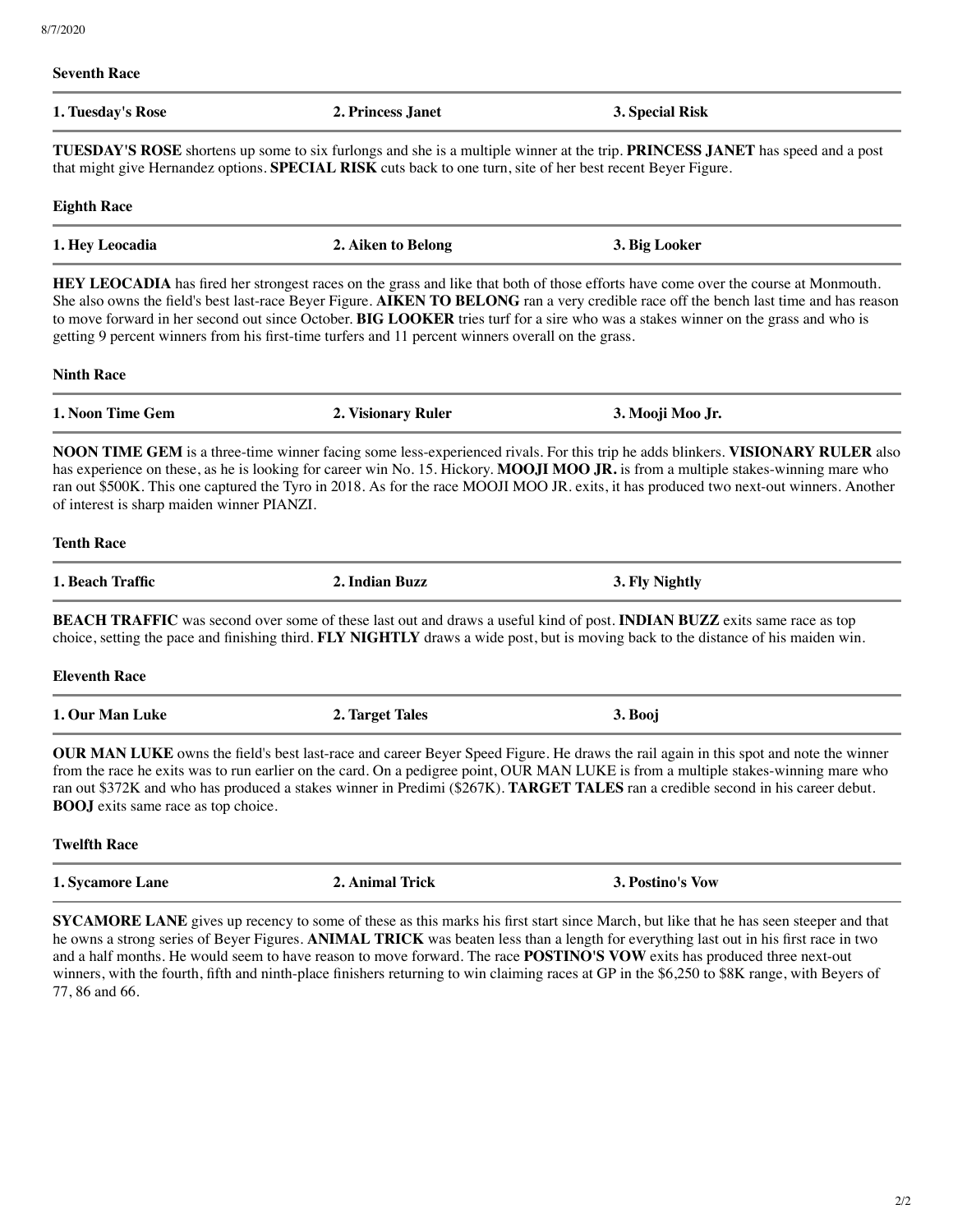**Seventh Race**

| 1. Tuesday's Rose | 2. Princess Janet | 3. Special Risk |
|---|---|---|

**TUESDAY'S ROSE** shortens up some to six furlongs and she is a multiple winner at the trip. **PRINCESS JANET** has speed and a post that might give Hernandez options. **SPECIAL RISK** cuts back to one turn, site of her best recent Beyer Figure.

**Eighth Race**

| 1. Hey Leocadia | 2. Aiken to Belong | 3. Big Looker |
|---|---|---|

**HEY LEOCADIA** has fired her strongest races on the grass and like that both of those efforts have come over the course at Monmouth. She also owns the field's best last-race Beyer Figure. **AIKEN TO BELONG** ran a very credible race off the bench last time and has reason to move forward in her second out since October. **BIG LOOKER** tries turf for a sire who was a stakes winner on the grass and who is getting 9 percent winners from his first-time turfers and 11 percent winners overall on the grass.

**Ninth Race**

| 1. Noon Time Gem | 2. Visionary Ruler | 3. Mooji Moo Jr. |
|---|---|---|

**NOON TIME GEM** is a three-time winner facing some less-experienced rivals. For this trip he adds blinkers. **VISIONARY RULER** also has experience on these, as he is looking for career win No. 15. Hickory. **MOOJI MOO JR.** is from a multiple stakes-winning mare who ran out $500K. This one captured the Tyro in 2018. As for the race MOOJI MOO JR. exits, it has produced two next-out winners. Another of interest is sharp maiden winner PIANZI.

**Tenth Race**

| 1. Beach Traffic | 2. Indian Buzz | 3. Fly Nightly |
|---|---|---|

**BEACH TRAFFIC** was second over some of these last out and draws a useful kind of post. **INDIAN BUZZ** exits same race as top choice, setting the pace and finishing third. **FLY NIGHTLY** draws a wide post, but is moving back to the distance of his maiden win.

**Eleventh Race**

| 1. Our Man Luke | 2. Target Tales | 3. Booj |
|---|---|---|

**OUR MAN LUKE** owns the field's best last-race and career Beyer Speed Figure. He draws the rail again in this spot and note the winner from the race he exits was to run earlier on the card. On a pedigree point, OUR MAN LUKE is from a multiple stakes-winning mare who ran out $372K and who has produced a stakes winner in Predimi ($267K). **TARGET TALES** ran a credible second in his career debut. **BOOJ** exits same race as top choice.

**Twelfth Race**

| 1. Sycamore Lane | 2. Animal Trick | 3. Postino's Vow |
|---|---|---|

**SYCAMORE LANE** gives up recency to some of these as this marks his first start since March, but like that he has seen steeper and that he owns a strong series of Beyer Figures. **ANIMAL TRICK** was beaten less than a length for everything last out in his first race in two and a half months. He would seem to have reason to move forward. The race **POSTINO'S VOW** exits has produced three next-out winners, with the fourth, fifth and ninth-place finishers returning to win claiming races at GP in the $6,250 to $8K range, with Beyers of 77, 86 and 66.